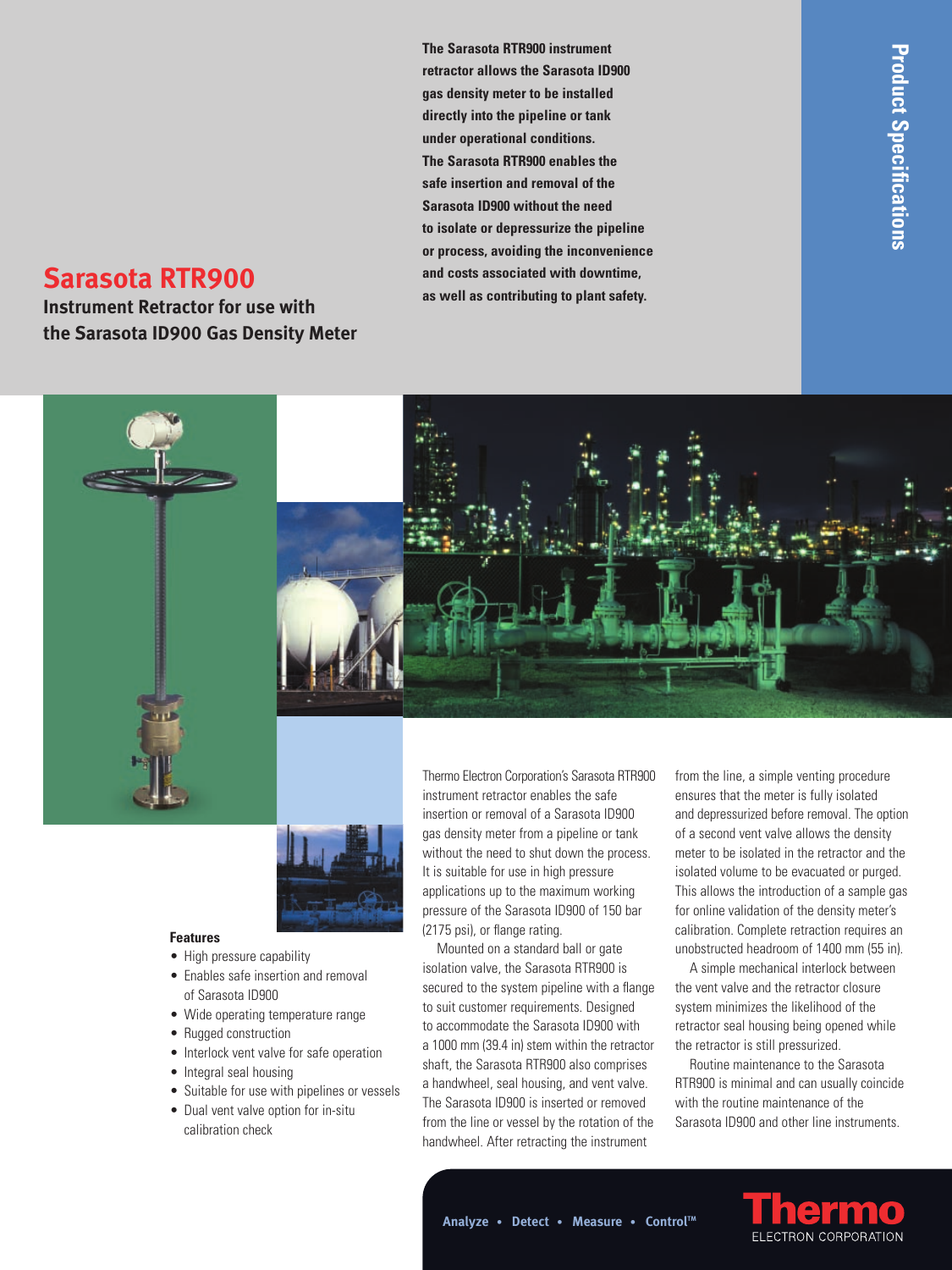# Sarasota RTR900

## Instrument Retractor for use with the Sarasota ID900 Gas Density Meter

**The Sarasota RTR900 instrument retractor allows the Sarasota ID900 gas density meter to be installed directly into the pipeline or tank under operational conditions. The Sarasota RTR900 enables the safe insertion and removal of the Sarasota ID900 without the need to isolate or depressurize the pipeline or process, avoiding the inconvenience and costs associated with downtime, as well as contributing to plant safety.**

Product Specifications

### Features

- High pressure capability
- Enables safe insertion and removal of Sarasota ID900
- Wide operating temperature range
- Rugged construction
- Interlock vent valve for safe operation
- Integral seal housing
- Suitable for use with pipelines or vessels
- Dual vent valve option for in-situ calibration check

Thermo Electron Corporation's Sarasota RTR900 instrument retractor enables the safe insertion or removal of a Sarasota ID900 gas density meter from a pipeline or tank without the need to shut down the process. It is suitable for use in high pressure applications up to the maximum working pressure of the Sarasota ID900 of 150 bar (2175 psi), or flange rating.

Mounted on a standard ball or gate isolation valve, the Sarasota RTR900 is secured to the system pipeline with a flange to suit customer requirements. Designed to accommodate the Sarasota ID900 with a 1000 mm (39.4 in) stem within the retractor shaft, the Sarasota RTR900 also comprises a handwheel, seal housing, and vent valve. The Sarasota ID900 is inserted or removed from the line or vessel by the rotation of the handwheel. After retracting the instrument from the line, a simple venting procedure ensures that the meter is fully isolated and depressurized before removal. The option of a second vent valve allows the density meter to be isolated in the retractor and the isolated volume to be evacuated or purged. This allows the introduction of a sample gas for online validation of the density meter's calibration. Complete retraction requires an unobstructed headroom of 1400 mm (55 in).

A simple mechanical interlock between the vent valve and the retractor closure system minimizes the likelihood of the retractor seal housing being opened while the retractor is still pressurized.

Routine maintenance to the Sarasota RTR900 is minimal and can usually coincide with the routine maintenance of the Sarasota ID900 and other line instruments.

Analyze • Detect • Measure • Control™

Thermo ELECTRON CORPORATION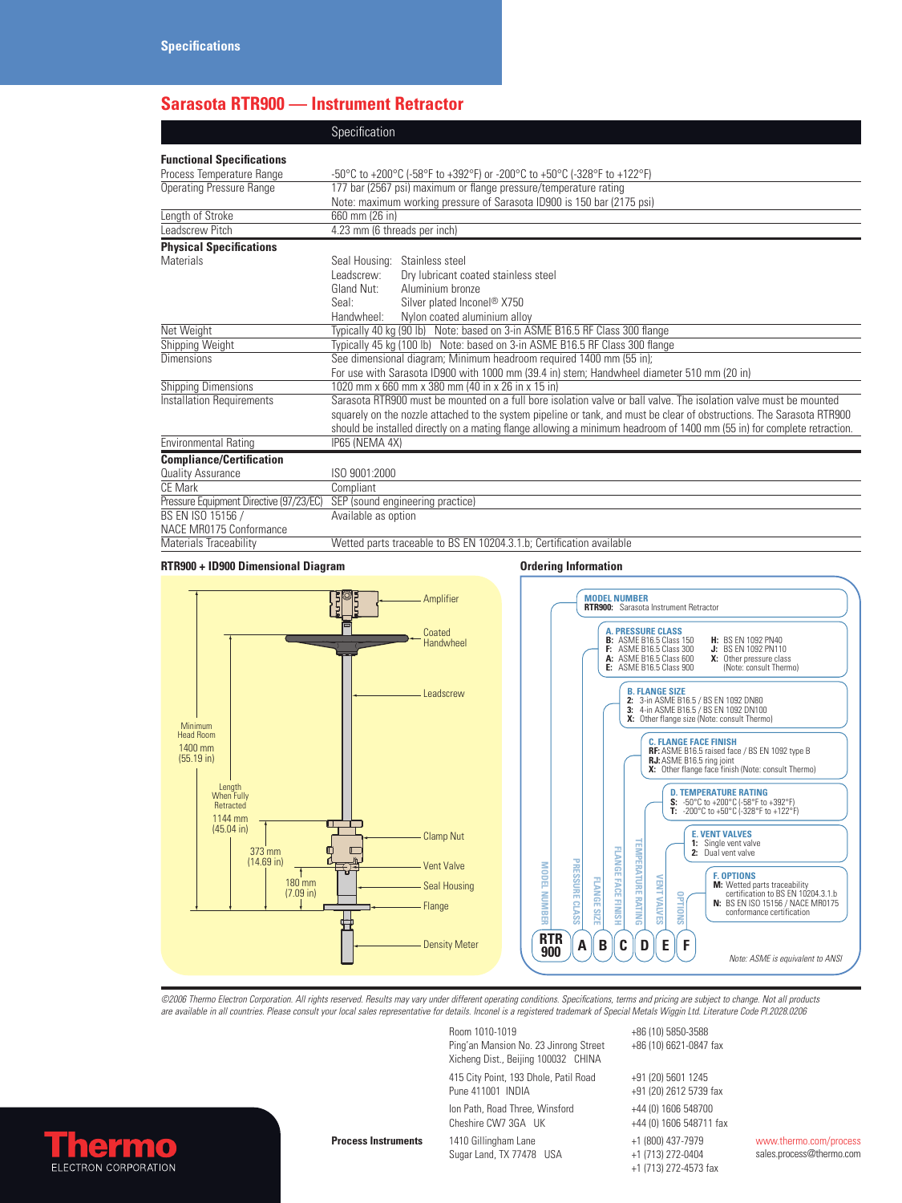## Sarasota RTR900 — Instrument Retractor

| | Specification |
|---|---|
| **Functional Specifications** | |
| Process Temperature Range | -50°C to +200°C (-58°F to +392°F) or -200°C to +50°C (-328°F to +122°F) |
| Operating Pressure Range | 177 bar (2567 psi) maximum or flange pressure/temperature rating<br>Note: maximum working pressure of Sarasota ID900 is 150 bar (2175 psi) |
| Length of Stroke | 660 mm (26 in) |
| Leadscrew Pitch | 4.23 mm (6 threads per inch) |
| **Physical Specifications** | |
| Materials | Seal Housing: Stainless steel<br>Leadscrew: Dry lubricant coated stainless steel<br>Gland Nut: Aluminium bronze<br>Seal: Silver plated Inconel® X750<br>Handwheel: Nylon coated aluminium alloy |
| Net Weight | Typically 40 kg (90 lb) Note: based on 3-in ASME B16.5 RF Class 300 flange |
| Shipping Weight | Typically 45 kg (100 lb) Note: based on 3-in ASME B16.5 RF Class 300 flange |
| Dimensions | See dimensional diagram; Minimum headroom required 1400 mm (55 in);<br>For use with Sarasota ID900 with 1000 mm (39.4 in) stem; Handwheel diameter 510 mm (20 in) |
| Shipping Dimensions | 1020 mm x 660 mm x 380 mm (40 in x 26 in x 15 in) |
| Installation Requirements | Sarasota RTR900 must be mounted on a full bore isolation valve or ball valve. The isolation valve must be mounted squarely on the nozzle attached to the system pipeline or tank, and must be clear of obstructions. The Sarasota RTR900 should be installed directly on a mating flange allowing a minimum headroom of 1400 mm (55 in) for complete retraction. |
| Environmental Rating | IP65 (NEMA 4X) |
| **Compliance/Certification** | |
| Quality Assurance | ISO 9001:2000 |
| CE Mark | Compliant |
| Pressure Equipment Directive (97/23/EC) | SEP (sound engineering practice) |
| BS EN ISO 15156 / NACE MR0175 Conformance | Available as option |
| Materials Traceability | Wetted parts traceable to BS EN 10204.3.1.b; Certification available |

### RTR900 + ID900 Dimensional Diagram

Amplifier
Coated Handwheel
Leadscrew
Minimum Head Room 1400 mm (55.19 in)
Length When Fully Retracted 1144 mm (45.04 in)
373 mm (14.69 in)
180 mm (7.09 in)
Clamp Nut
Vent Valve
Seal Housing
Flange
Density Meter

### Ordering Information

**MODEL NUMBER**
**RTR900:** Sarasota Instrument Retractor

**A. PRESSURE CLASS**
- **B:** ASME B16.5 Class 150
- **F:** ASME B16.5 Class 300
- **A:** ASME B16.5 Class 600
- **E:** ASME B16.5 Class 900
- **H:** BS EN 1092 PN40
- **J:** BS EN 1092 PN110
- **X:** Other pressure class (Note: consult Thermo)

**B. FLANGE SIZE**
- **2:** 3-in ASME B16.5 / BS EN 1092 DN80
- **3:** 4-in ASME B16.5 / BS EN 1092 DN100
- **X:** Other flange size (Note: consult Thermo)

**C. FLANGE FACE FINISH**
- **RF:** ASME B16.5 raised face / BS EN 1092 type B
- **RJ:** ASME B16.5 ring joint
- **X:** Other flange face finish (Note: consult Thermo)

**D. TEMPERATURE RATING**
- **S:** -50°C to +200°C (-58°F to +392°F)
- **T:** -200°C to +50°C (-328°F to +122°F)

**E. VENT VALVES**
- **1:** Single vent valve
- **2:** Dual vent valve

**F. OPTIONS**
- **M:** Wetted parts traceability certification to BS EN 10204.3.1.b
- **N:** BS EN ISO 15156 / NACE MR0175 conformance certification

MODEL NUMBER | PRESSURE CLASS | FLANGE SIZE | FLANGE FACE FINISH | TEMPERATURE RATING | VENT VALVES | OPTIONS

**RTR 900** | A | B | C | D | E | F

*Note: ASME is equivalent to ANSI*

*©2006 Thermo Electron Corporation. All rights reserved. Results may vary under different operating conditions. Specifications, terms and pricing are subject to change. Not all products are available in all countries. Please consult your local sales representative for details. Inconel is a registered trademark of Special Metals Wiggin Ltd. Literature Code PI.2028.0206*

**Thermo** ELECTRON CORPORATION

**Process Instruments**

Room 1010-1019
Ping'an Mansion No. 23 Jinrong Street
Xicheng Dist., Beijing 100032 CHINA
+86 (10) 5850-3588
+86 (10) 6621-0847 fax

415 City Point, 193 Dhole, Patil Road
Pune 411001 INDIA
+91 (20) 5601 1245
+91 (20) 2612 5739 fax

Ion Path, Road Three, Winsford
Cheshire CW7 3GA UK
+44 (0) 1606 548700
+44 (0) 1606 548711 fax

1410 Gillingham Lane
Sugar Land, TX 77478 USA
+1 (800) 437-7979
+1 (713) 272-0404
+1 (713) 272-4573 fax

www.thermo.com/process
sales.process@thermo.com